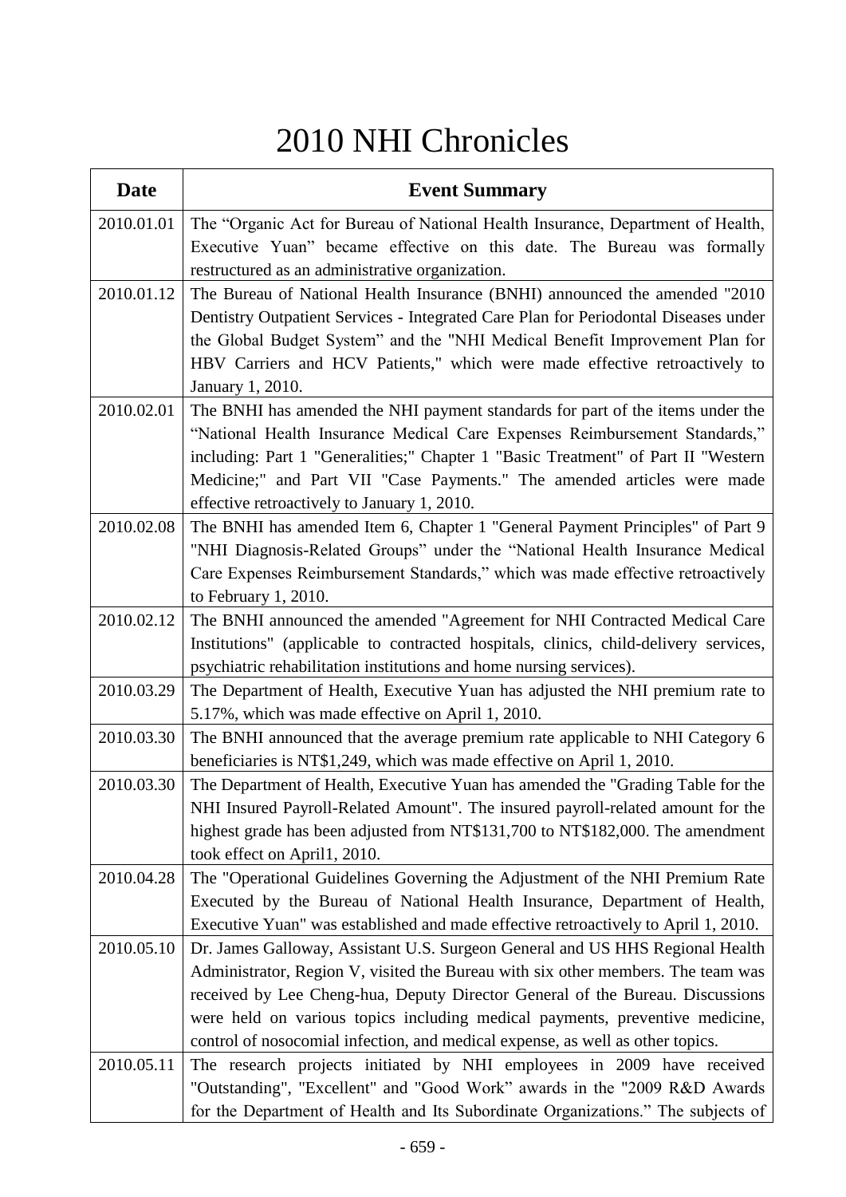# 2010 NHI Chronicles

| Date | Event Summary |
|---|---|
| 2010.01.01 | The “Organic Act for Bureau of National Health Insurance, Department of Health, Executive Yuan” became effective on this date. The Bureau was formally restructured as an administrative organization. |
| 2010.01.12 | The Bureau of National Health Insurance (BNHI) announced the amended "2010 Dentistry Outpatient Services - Integrated Care Plan for Periodontal Diseases under the Global Budget System” and the "NHI Medical Benefit Improvement Plan for HBV Carriers and HCV Patients," which were made effective retroactively to January 1, 2010. |
| 2010.02.01 | The BNHI has amended the NHI payment standards for part of the items under the “National Health Insurance Medical Care Expenses Reimbursement Standards,” including: Part 1 "Generalities;" Chapter 1 "Basic Treatment" of Part II "Western Medicine;" and Part VII "Case Payments." The amended articles were made effective retroactively to January 1, 2010. |
| 2010.02.08 | The BNHI has amended Item 6, Chapter 1 "General Payment Principles" of Part 9 "NHI Diagnosis-Related Groups” under the “National Health Insurance Medical Care Expenses Reimbursement Standards,” which was made effective retroactively to February 1, 2010. |
| 2010.02.12 | The BNHI announced the amended "Agreement for NHI Contracted Medical Care Institutions" (applicable to contracted hospitals, clinics, child-delivery services, psychiatric rehabilitation institutions and home nursing services). |
| 2010.03.29 | The Department of Health, Executive Yuan has adjusted the NHI premium rate to 5.17%, which was made effective on April 1, 2010. |
| 2010.03.30 | The BNHI announced that the average premium rate applicable to NHI Category 6 beneficiaries is NT$1,249, which was made effective on April 1, 2010. |
| 2010.03.30 | The Department of Health, Executive Yuan has amended the "Grading Table for the NHI Insured Payroll-Related Amount". The insured payroll-related amount for the highest grade has been adjusted from NT$131,700 to NT$182,000. The amendment took effect on April1, 2010. |
| 2010.04.28 | The "Operational Guidelines Governing the Adjustment of the NHI Premium Rate Executed by the Bureau of National Health Insurance, Department of Health, Executive Yuan" was established and made effective retroactively to April 1, 2010. |
| 2010.05.10 | Dr. James Galloway, Assistant U.S. Surgeon General and US HHS Regional Health Administrator, Region V, visited the Bureau with six other members. The team was received by Lee Cheng-hua, Deputy Director General of the Bureau. Discussions were held on various topics including medical payments, preventive medicine, control of nosocomial infection, and medical expense, as well as other topics. |
| 2010.05.11 | The research projects initiated by NHI employees in 2009 have received "Outstanding", "Excellent" and "Good Work” awards in the "2009 R&D Awards for the Department of Health and Its Subordinate Organizations.” The subjects of |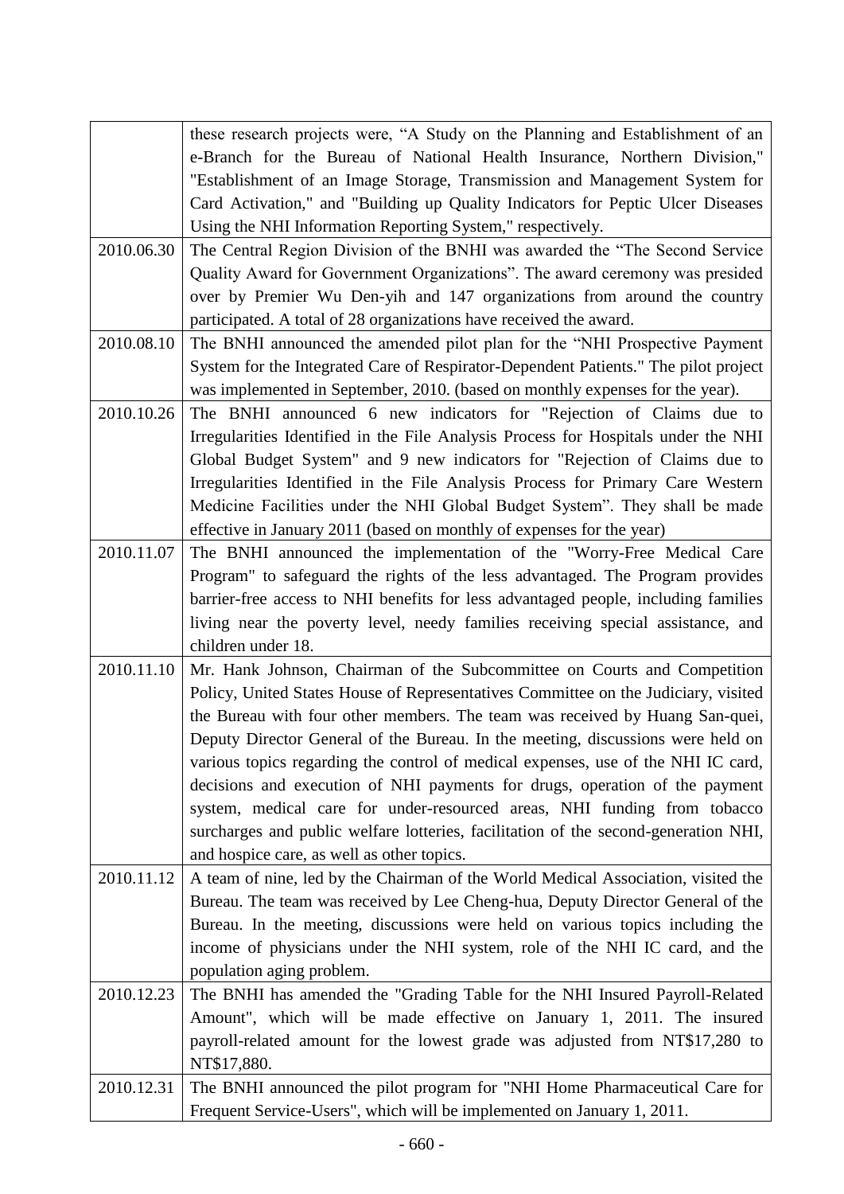| | |
|---|---|
| | these research projects were, "A Study on the Planning and Establishment of an e-Branch for the Bureau of National Health Insurance, Northern Division," "Establishment of an Image Storage, Transmission and Management System for Card Activation," and "Building up Quality Indicators for Peptic Ulcer Diseases Using the NHI Information Reporting System," respectively. |
| 2010.06.30 | The Central Region Division of the BNHI was awarded the "The Second Service Quality Award for Government Organizations". The award ceremony was presided over by Premier Wu Den-yih and 147 organizations from around the country participated. A total of 28 organizations have received the award. |
| 2010.08.10 | The BNHI announced the amended pilot plan for the "NHI Prospective Payment System for the Integrated Care of Respirator-Dependent Patients." The pilot project was implemented in September, 2010. (based on monthly expenses for the year). |
| 2010.10.26 | The BNHI announced 6 new indicators for "Rejection of Claims due to Irregularities Identified in the File Analysis Process for Hospitals under the NHI Global Budget System" and 9 new indicators for "Rejection of Claims due to Irregularities Identified in the File Analysis Process for Primary Care Western Medicine Facilities under the NHI Global Budget System". They shall be made effective in January 2011 (based on monthly of expenses for the year) |
| 2010.11.07 | The BNHI announced the implementation of the "Worry-Free Medical Care Program" to safeguard the rights of the less advantaged. The Program provides barrier-free access to NHI benefits for less advantaged people, including families living near the poverty level, needy families receiving special assistance, and children under 18. |
| 2010.11.10 | Mr. Hank Johnson, Chairman of the Subcommittee on Courts and Competition Policy, United States House of Representatives Committee on the Judiciary, visited the Bureau with four other members. The team was received by Huang San-quei, Deputy Director General of the Bureau. In the meeting, discussions were held on various topics regarding the control of medical expenses, use of the NHI IC card, decisions and execution of NHI payments for drugs, operation of the payment system, medical care for under-resourced areas, NHI funding from tobacco surcharges and public welfare lotteries, facilitation of the second-generation NHI, and hospice care, as well as other topics. |
| 2010.11.12 | A team of nine, led by the Chairman of the World Medical Association, visited the Bureau. The team was received by Lee Cheng-hua, Deputy Director General of the Bureau. In the meeting, discussions were held on various topics including the income of physicians under the NHI system, role of the NHI IC card, and the population aging problem. |
| 2010.12.23 | The BNHI has amended the "Grading Table for the NHI Insured Payroll-Related Amount", which will be made effective on January 1, 2011. The insured payroll-related amount for the lowest grade was adjusted from NT$17,280 to NT$17,880. |
| 2010.12.31 | The BNHI announced the pilot program for "NHI Home Pharmaceutical Care for Frequent Service-Users", which will be implemented on January 1, 2011. |